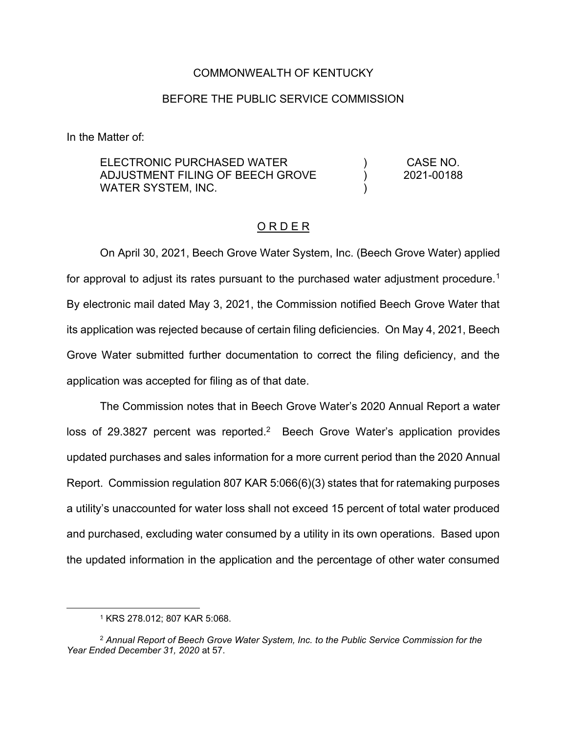COMMONWEALTH OF KENTUCKY

BEFORE THE PUBLIC SERVICE COMMISSION

In the Matter of:

| | | |
|---|---|---|
| ELECTRONIC PURCHASED WATER ADJUSTMENT FILING OF BEECH GROVE WATER SYSTEM, INC. | ) ) ) | CASE NO. 2021-00188 |

## O R D E R

On April 30, 2021, Beech Grove Water System, Inc. (Beech Grove Water) applied for approval to adjust its rates pursuant to the purchased water adjustment procedure.[1] By electronic mail dated May 3, 2021, the Commission notified Beech Grove Water that its application was rejected because of certain filing deficiencies. On May 4, 2021, Beech Grove Water submitted further documentation to correct the filing deficiency, and the application was accepted for filing as of that date.

The Commission notes that in Beech Grove Water's 2020 Annual Report a water loss of 29.3827 percent was reported.[2] Beech Grove Water's application provides updated purchases and sales information for a more current period than the 2020 Annual Report. Commission regulation 807 KAR 5:066(6)(3) states that for ratemaking purposes a utility's unaccounted for water loss shall not exceed 15 percent of total water produced and purchased, excluding water consumed by a utility in its own operations. Based upon the updated information in the application and the percentage of other water consumed

---

[1] KRS 278.012; 807 KAR 5:068.

[2] *Annual Report of Beech Grove Water System, Inc. to the Public Service Commission for the Year Ended December 31, 2020* at 57.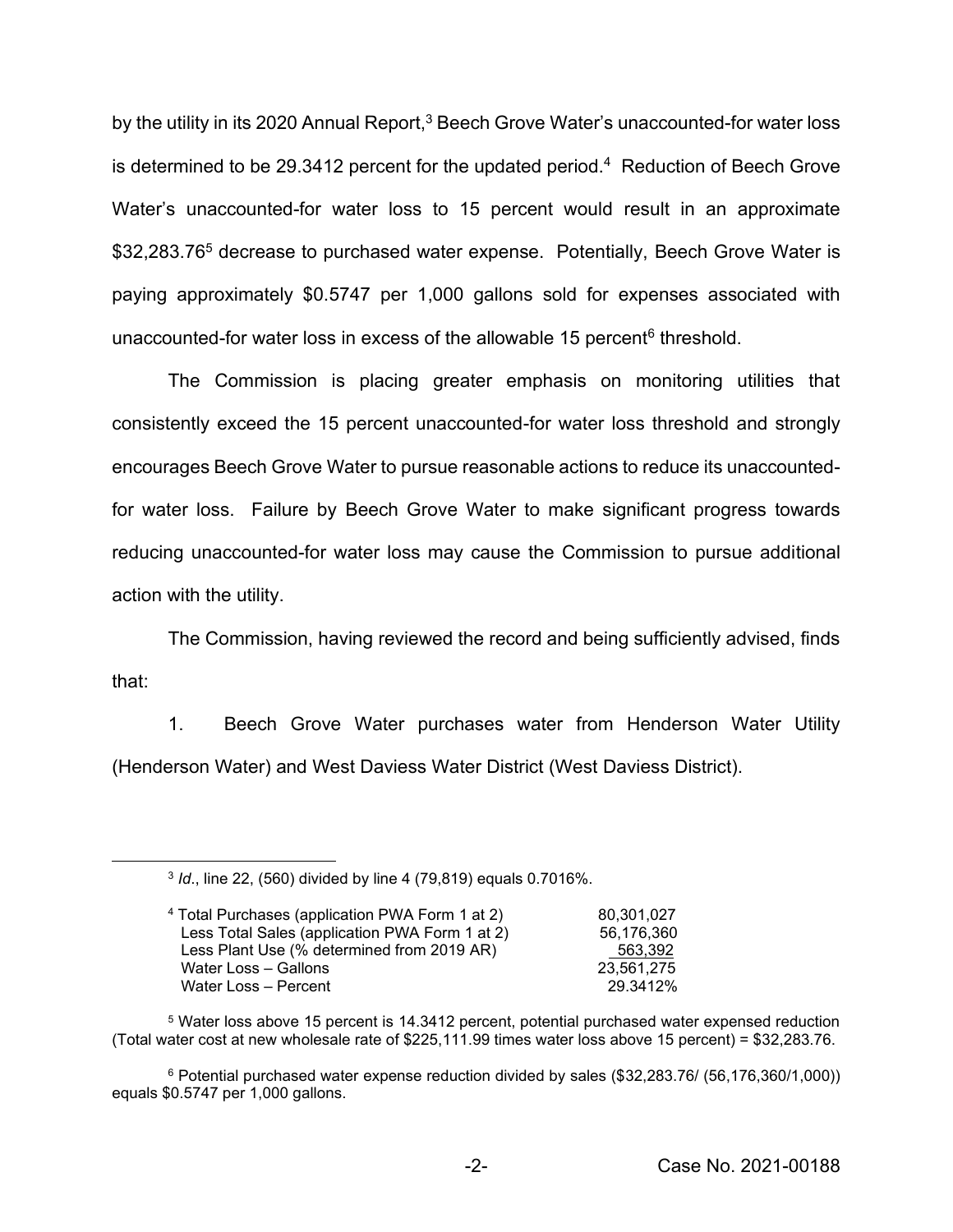by the utility in its 2020 Annual Report,[3] Beech Grove Water's unaccounted-for water loss is determined to be 29.3412 percent for the updated period.[4] Reduction of Beech Grove Water's unaccounted-for water loss to 15 percent would result in an approximate $32,283.76[5] decrease to purchased water expense. Potentially, Beech Grove Water is paying approximately $0.5747 per 1,000 gallons sold for expenses associated with unaccounted-for water loss in excess of the allowable 15 percent[6] threshold.

The Commission is placing greater emphasis on monitoring utilities that consistently exceed the 15 percent unaccounted-for water loss threshold and strongly encourages Beech Grove Water to pursue reasonable actions to reduce its unaccounted-for water loss. Failure by Beech Grove Water to make significant progress towards reducing unaccounted-for water loss may cause the Commission to pursue additional action with the utility.

The Commission, having reviewed the record and being sufficiently advised, finds that:

1. Beech Grove Water purchases water from Henderson Water Utility (Henderson Water) and West Daviess Water District (West Daviess District).

---

[3] *Id*., line 22, (560) divided by line 4 (79,819) equals 0.7016%.

[4]

| | |
|---|---|
| Total Purchases (application PWA Form 1 at 2) | 80,301,027 |
| Less Total Sales (application PWA Form 1 at 2) | 56,176,360 |
| Less Plant Use (% determined from 2019 AR) | 563,392 |
| Water Loss – Gallons | 23,561,275 |
| Water Loss – Percent | 29.3412% |

[5] Water loss above 15 percent is 14.3412 percent, potential purchased water expensed reduction (Total water cost at new wholesale rate of $225,111.99 times water loss above 15 percent) = $32,283.76.

[6] Potential purchased water expense reduction divided by sales ($32,283.76/ (56,176,360/1,000)) equals $0.5747 per 1,000 gallons.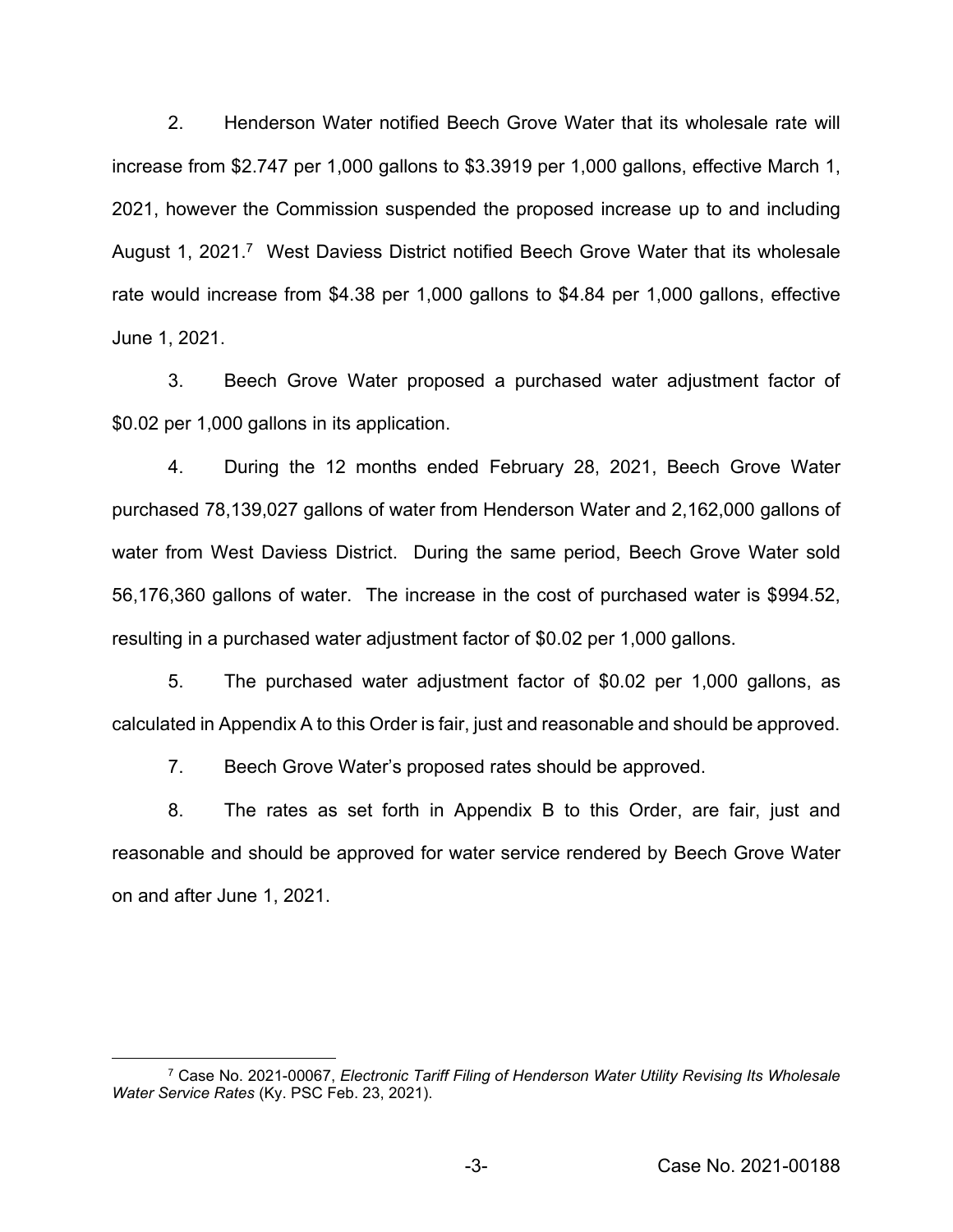2. Henderson Water notified Beech Grove Water that its wholesale rate will increase from $2.747 per 1,000 gallons to $3.3919 per 1,000 gallons, effective March 1, 2021, however the Commission suspended the proposed increase up to and including August 1, 2021.[7] West Daviess District notified Beech Grove Water that its wholesale rate would increase from $4.38 per 1,000 gallons to $4.84 per 1,000 gallons, effective June 1, 2021.

3. Beech Grove Water proposed a purchased water adjustment factor of $0.02 per 1,000 gallons in its application.

4. During the 12 months ended February 28, 2021, Beech Grove Water purchased 78,139,027 gallons of water from Henderson Water and 2,162,000 gallons of water from West Daviess District. During the same period, Beech Grove Water sold 56,176,360 gallons of water. The increase in the cost of purchased water is $994.52, resulting in a purchased water adjustment factor of $0.02 per 1,000 gallons.

5. The purchased water adjustment factor of $0.02 per 1,000 gallons, as calculated in Appendix A to this Order is fair, just and reasonable and should be approved.

7. Beech Grove Water's proposed rates should be approved.

8. The rates as set forth in Appendix B to this Order, are fair, just and reasonable and should be approved for water service rendered by Beech Grove Water on and after June 1, 2021.

---

[7] Case No. 2021-00067, *Electronic Tariff Filing of Henderson Water Utility Revising Its Wholesale Water Service Rates* (Ky. PSC Feb. 23, 2021).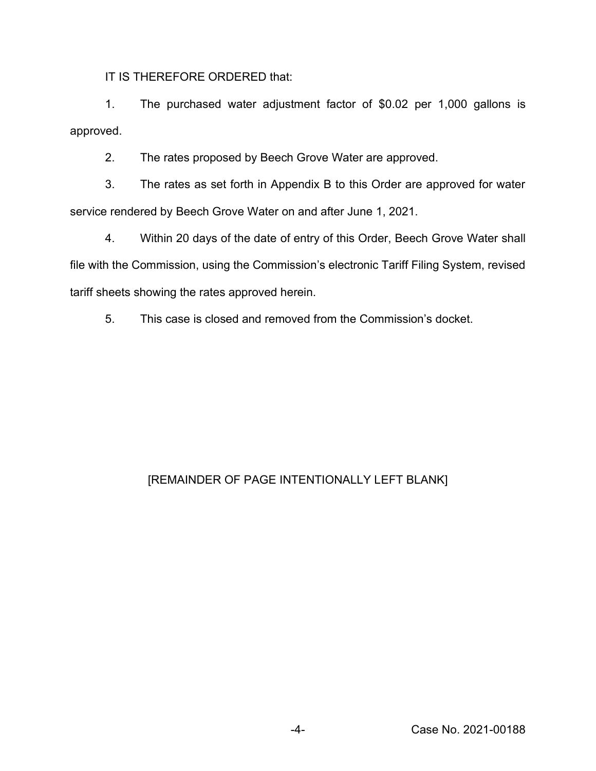IT IS THEREFORE ORDERED that:

1. The purchased water adjustment factor of $0.02 per 1,000 gallons is approved.

2. The rates proposed by Beech Grove Water are approved.

3. The rates as set forth in Appendix B to this Order are approved for water service rendered by Beech Grove Water on and after June 1, 2021.

4. Within 20 days of the date of entry of this Order, Beech Grove Water shall file with the Commission, using the Commission's electronic Tariff Filing System, revised tariff sheets showing the rates approved herein.

5. This case is closed and removed from the Commission's docket.

[REMAINDER OF PAGE INTENTIONALLY LEFT BLANK]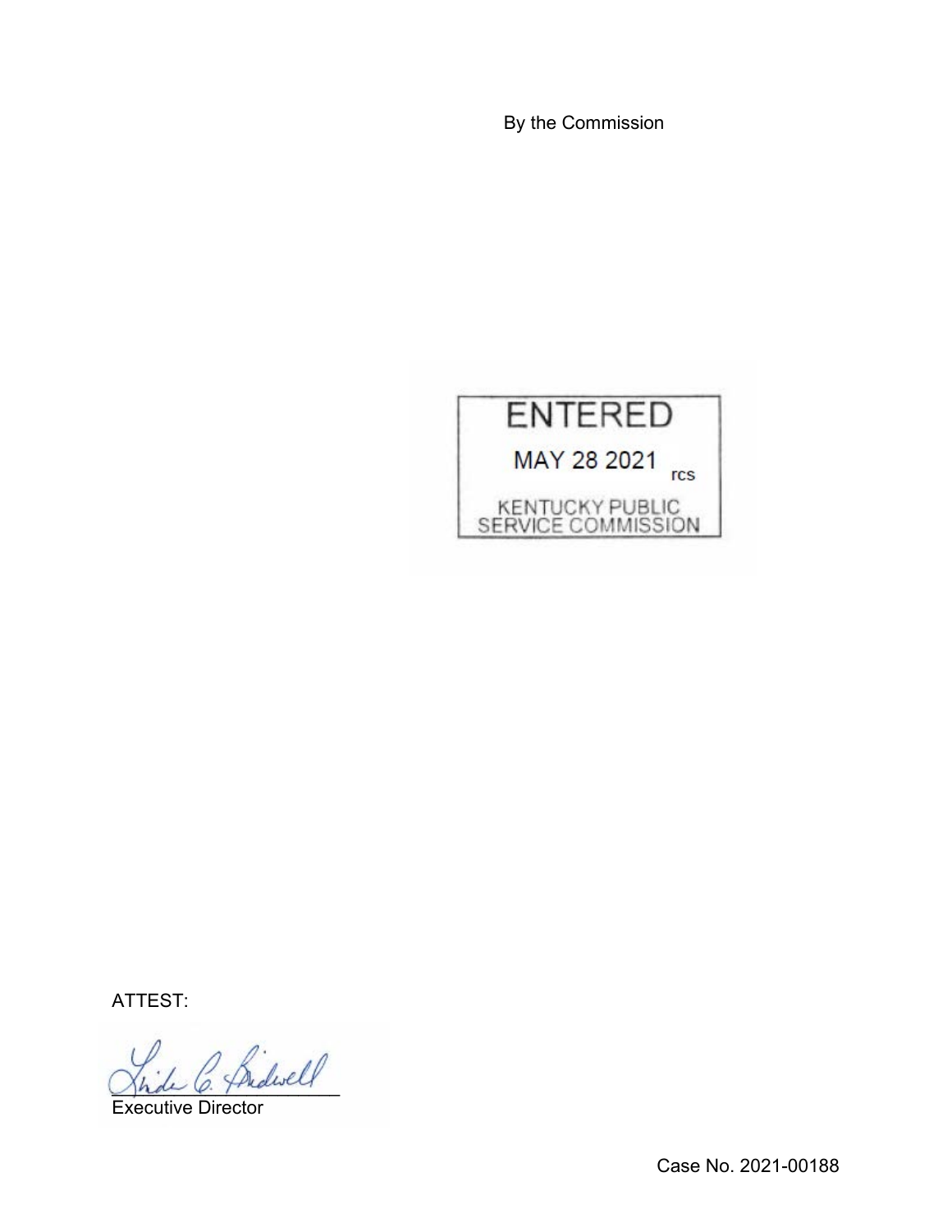By the Commission

ENTERED

MAY 28 2021 rcs

KENTUCKY PUBLIC SERVICE COMMISSION

ATTEST:

Executive Director

Case No. 2021-00188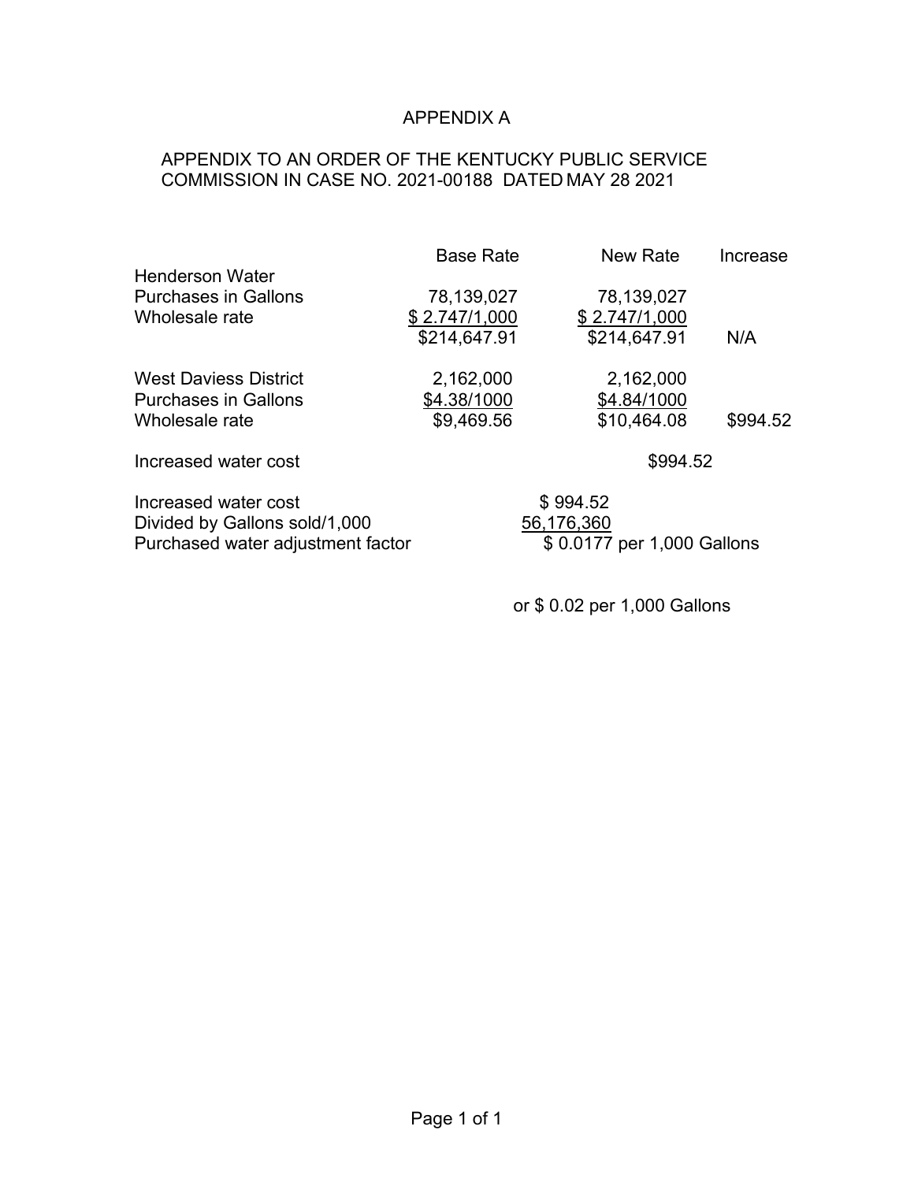# APPENDIX A

APPENDIX TO AN ORDER OF THE KENTUCKY PUBLIC SERVICE COMMISSION IN CASE NO. 2021-00188 DATED MAY 28 2021

| | Base Rate | New Rate | Increase |
|---|---|---|---|
| Henderson Water | | | |
| Purchases in Gallons | 78,139,027 | 78,139,027 | |
| Wholesale rate | $ 2.747/1,000 | $ 2.747/1,000 | |
| | $214,647.91 | $214,647.91 | N/A |
| | | | |
| West Daviess District | 2,162,000 | 2,162,000 | |
| Purchases in Gallons | $4.38/1000 | $4.84/1000 | |
| Wholesale rate | $9,469.56 | $10,464.08 | $994.52 |
| | | | |
| Increased water cost | | $994.52 | |

| | |
|---|---|
| Increased water cost | $ 994.52 |
| Divided by Gallons sold/1,000 | 56,176,360 |
| Purchased water adjustment factor | $ 0.0177 per 1,000 Gallons |
| | or $ 0.02 per 1,000 Gallons |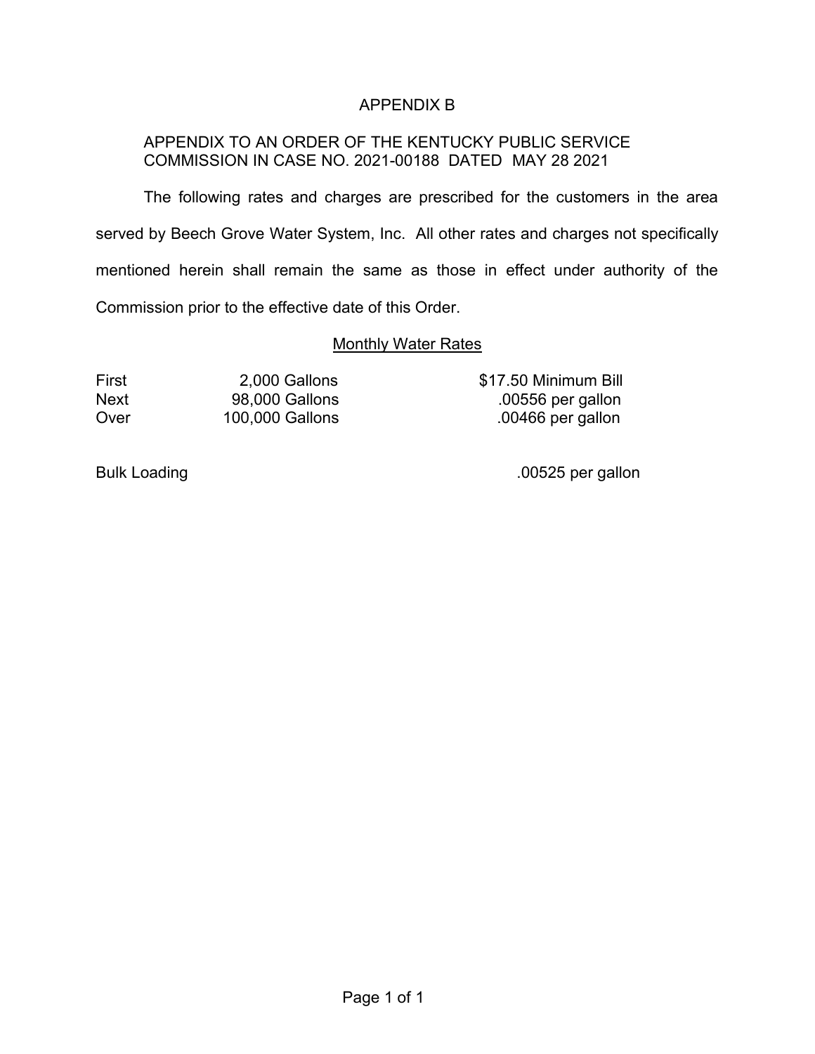# APPENDIX B

APPENDIX TO AN ORDER OF THE KENTUCKY PUBLIC SERVICE COMMISSION IN CASE NO. 2021-00188 DATED MAY 28 2021

The following rates and charges are prescribed for the customers in the area served by Beech Grove Water System, Inc. All other rates and charges not specifically mentioned herein shall remain the same as those in effect under authority of the Commission prior to the effective date of this Order.

## Monthly Water Rates

| | | |
|---|---|---|
| First | 2,000 Gallons | $17.50 Minimum Bill |
| Next | 98,000 Gallons | .00556 per gallon |
| Over | 100,000 Gallons | .00466 per gallon |

| | |
|---|---|
| Bulk Loading | .00525 per gallon |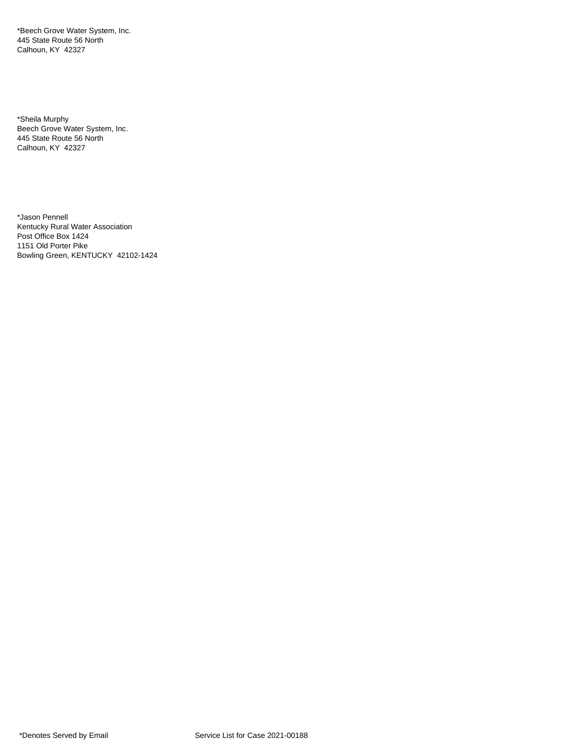*Beech Grove Water System, Inc.
445 State Route 56 North
Calhoun, KY 42327

*Sheila Murphy
Beech Grove Water System, Inc.
445 State Route 56 North
Calhoun, KY 42327

*Jason Pennell
Kentucky Rural Water Association
Post Office Box 1424
1151 Old Porter Pike
Bowling Green, KENTUCKY 42102-1424